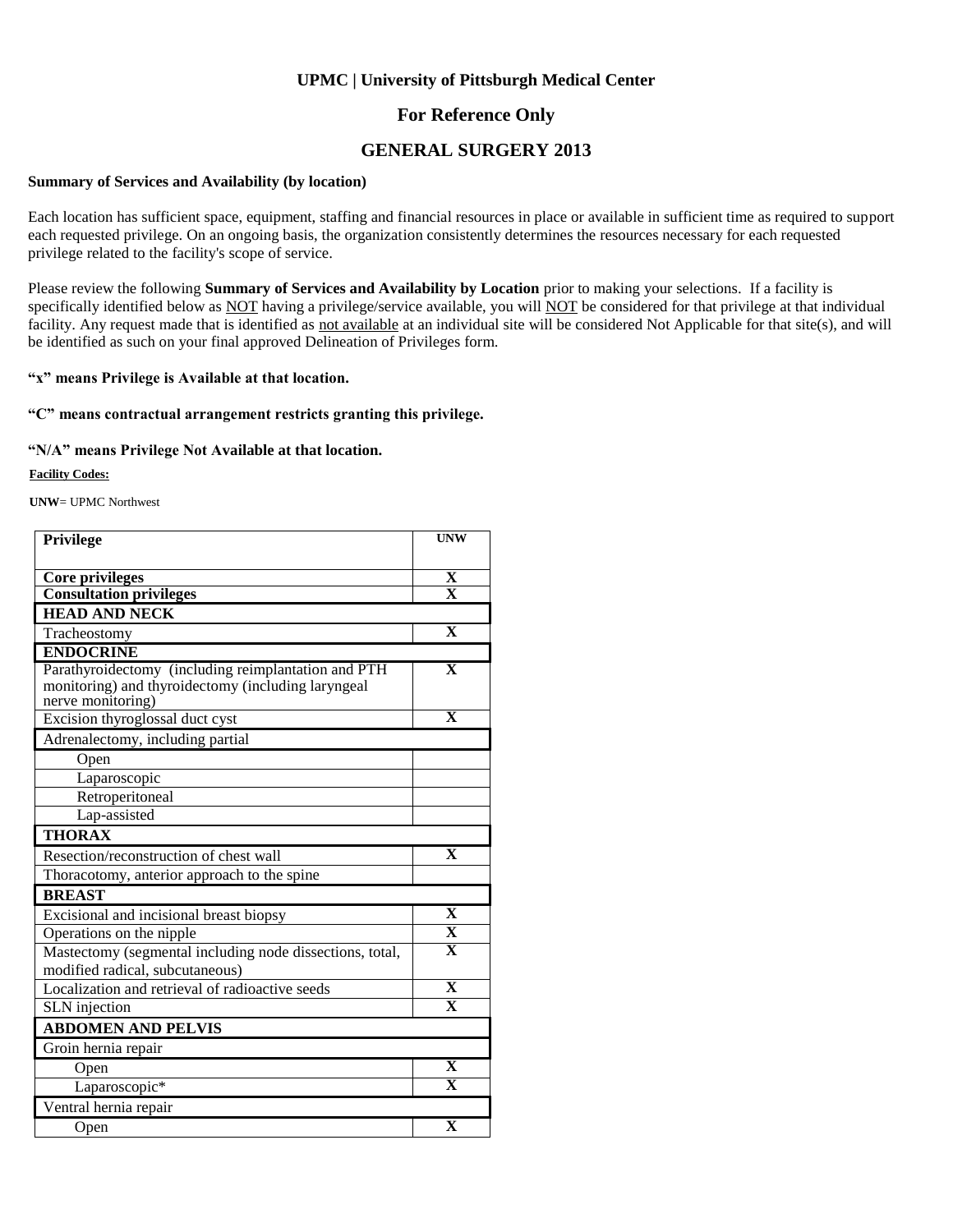**UPMC | University of Pittsburgh Medical Center**

# For Reference Only

# GENERAL SURGERY 2013

**Summary of Services and Availability (by location)**

Each location has sufficient space, equipment, staffing and financial resources in place or available in sufficient time as required to support each requested privilege. On an ongoing basis, the organization consistently determines the resources necessary for each requested privilege related to the facility's scope of service.

Please review the following **Summary of Services and Availability by Location** prior to making your selections. If a facility is specifically identified below as NOT having a privilege/service available, you will NOT be considered for that privilege at that individual facility. Any request made that is identified as not available at an individual site will be considered Not Applicable for that site(s), and will be identified as such on your final approved Delineation of Privileges form.

**"x" means Privilege is Available at that location.**

**"C" means contractual arrangement restricts granting this privilege.**

**"N/A" means Privilege Not Available at that location.**

**Facility Codes:**

**UNW**= UPMC Northwest

| Privilege | UNW |
|---|---|
| **Core privileges** | **X** |
| **Consultation privileges** | **X** |
| **HEAD AND NECK** | |
| Tracheostomy | **X** |
| **ENDOCRINE** | |
| Parathyroidectomy (including reimplantation and PTH monitoring) and thyroidectomy (including laryngeal nerve monitoring) | **X** |
| Excision thyroglossal duct cyst | **X** |
| Adrenalectomy, including partial | |
| Open | |
| Laparoscopic | |
| Retroperitoneal | |
| Lap-assisted | |
| **THORAX** | |
| Resection/reconstruction of chest wall | **X** |
| Thoracotomy, anterior approach to the spine | |
| **BREAST** | |
| Excisional and incisional breast biopsy | **X** |
| Operations on the nipple | **X** |
| Mastectomy (segmental including node dissections, total, modified radical, subcutaneous) | **X** |
| Localization and retrieval of radioactive seeds | **X** |
| SLN injection | **X** |
| **ABDOMEN AND PELVIS** | |
| Groin hernia repair | |
| Open | **X** |
| Laparoscopic* | **X** |
| Ventral hernia repair | |
| Open | **X** |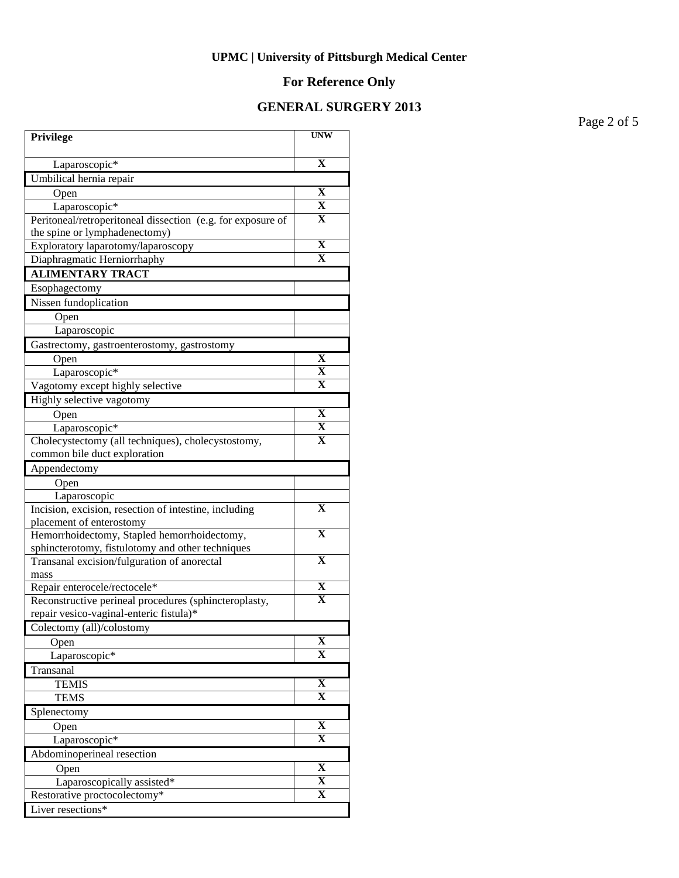**UPMC | University of Pittsburgh Medical Center**

**For Reference Only**

**GENERAL SURGERY 2013**

| Privilege | UNW |
|---|---|
| Laparoscopic* | X |
| Umbilical hernia repair | |
| Open | X |
| Laparoscopic* | X |
| Peritoneal/retroperitoneal dissection (e.g. for exposure of the spine or lymphadenectomy) | X |
| Exploratory laparotomy/laparoscopy | X |
| Diaphragmatic Herniorrhaphy | X |
| **ALIMENTARY TRACT** | |
| Esophagectomy | |
| Nissen fundoplication | |
| Open | |
| Laparoscopic | |
| Gastrectomy, gastroenterostomy, gastrostomy | |
| Open | X |
| Laparoscopic* | X |
| Vagotomy except highly selective | X |
| Highly selective vagotomy | |
| Open | X |
| Laparoscopic* | X |
| Cholecystectomy (all techniques), cholecystostomy, common bile duct exploration | X |
| Appendectomy | |
| Open | |
| Laparoscopic | |
| Incision, excision, resection of intestine, including placement of enterostomy | X |
| Hemorrhoidectomy, Stapled hemorrhoidectomy, sphincterotomy, fistulotomy and other techniques | X |
| Transanal excision/fulguration of anorectal mass | X |
| Repair enterocele/rectocele* | X |
| Reconstructive perineal procedures (sphincteroplasty, repair vesico-vaginal-enteric fistula)* | X |
| Colectomy (all)/colostomy | |
| Open | X |
| Laparoscopic* | X |
| Transanal | |
| TEMIS | X |
| TEMS | X |
| Splenectomy | |
| Open | X |
| Laparoscopic* | X |
| Abdominoperineal resection | |
| Open | X |
| Laparoscopically assisted* | X |
| Restorative proctocolectomy* | X |
| Liver resections* | |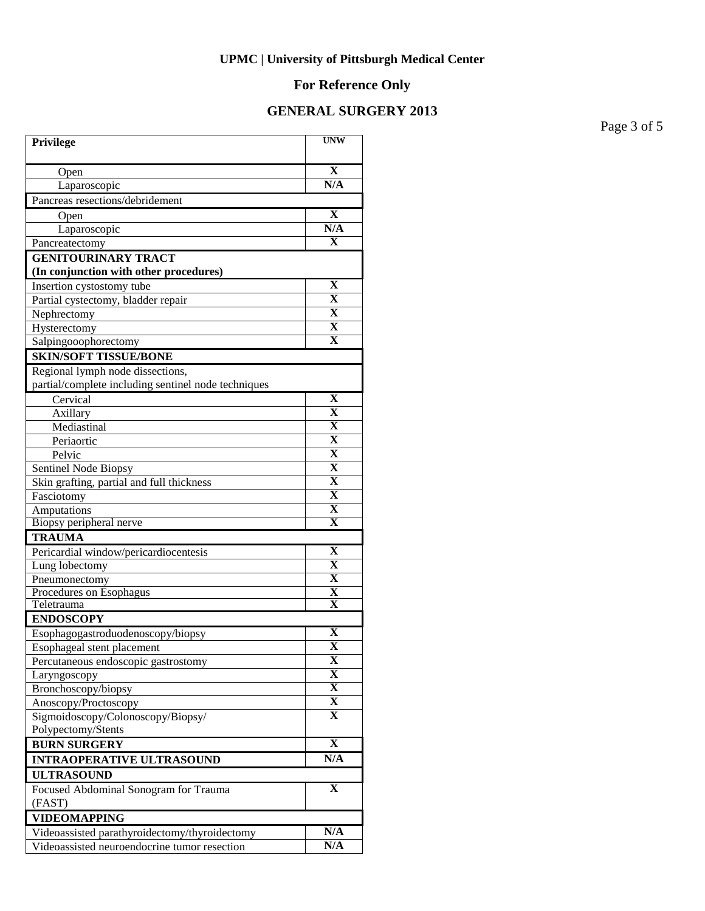**UPMC | University of Pittsburgh Medical Center**

**For Reference Only**

**GENERAL SURGERY 2013**

| Privilege | UNW |
|---|---|
| Open | X |
| Laparoscopic | N/A |
| Pancreas resections/debridement | |
| Open | X |
| Laparoscopic | N/A |
| Pancreatectomy | X |
| **GENITOURINARY TRACT (In conjunction with other procedures)** | |
| Insertion cystostomy tube | X |
| Partial cystectomy, bladder repair | X |
| Nephrectomy | X |
| Hysterectomy | X |
| Salpingooophorectomy | X |
| **SKIN/SOFT TISSUE/BONE** | |
| Regional lymph node dissections, partial/complete including sentinel node techniques | |
| Cervical | X |
| Axillary | X |
| Mediastinal | X |
| Periaortic | X |
| Pelvic | X |
| Sentinel Node Biopsy | X |
| Skin grafting, partial and full thickness | X |
| Fasciotomy | X |
| Amputations | X |
| Biopsy peripheral nerve | X |
| **TRAUMA** | |
| Pericardial window/pericardiocentesis | X |
| Lung lobectomy | X |
| Pneumonectomy | X |
| Procedures on Esophagus | X |
| Teletrauma | X |
| **ENDOSCOPY** | |
| Esophagogastroduodenoscopy/biopsy | X |
| Esophageal stent placement | X |
| Percutaneous endoscopic gastrostomy | X |
| Laryngoscopy | X |
| Bronchoscopy/biopsy | X |
| Anoscopy/Proctoscopy | X |
| Sigmoidoscopy/Colonoscopy/Biopsy/ Polypectomy/Stents | X |
| **BURN SURGERY** | X |
| **INTRAOPERATIVE ULTRASOUND** | N/A |
| **ULTRASOUND** | |
| Focused Abdominal Sonogram for Trauma (FAST) | X |
| **VIDEOMAPPING** | |
| Videoassisted parathyroidectomy/thyroidectomy | N/A |
| Videoassisted neuroendocrine tumor resection | N/A |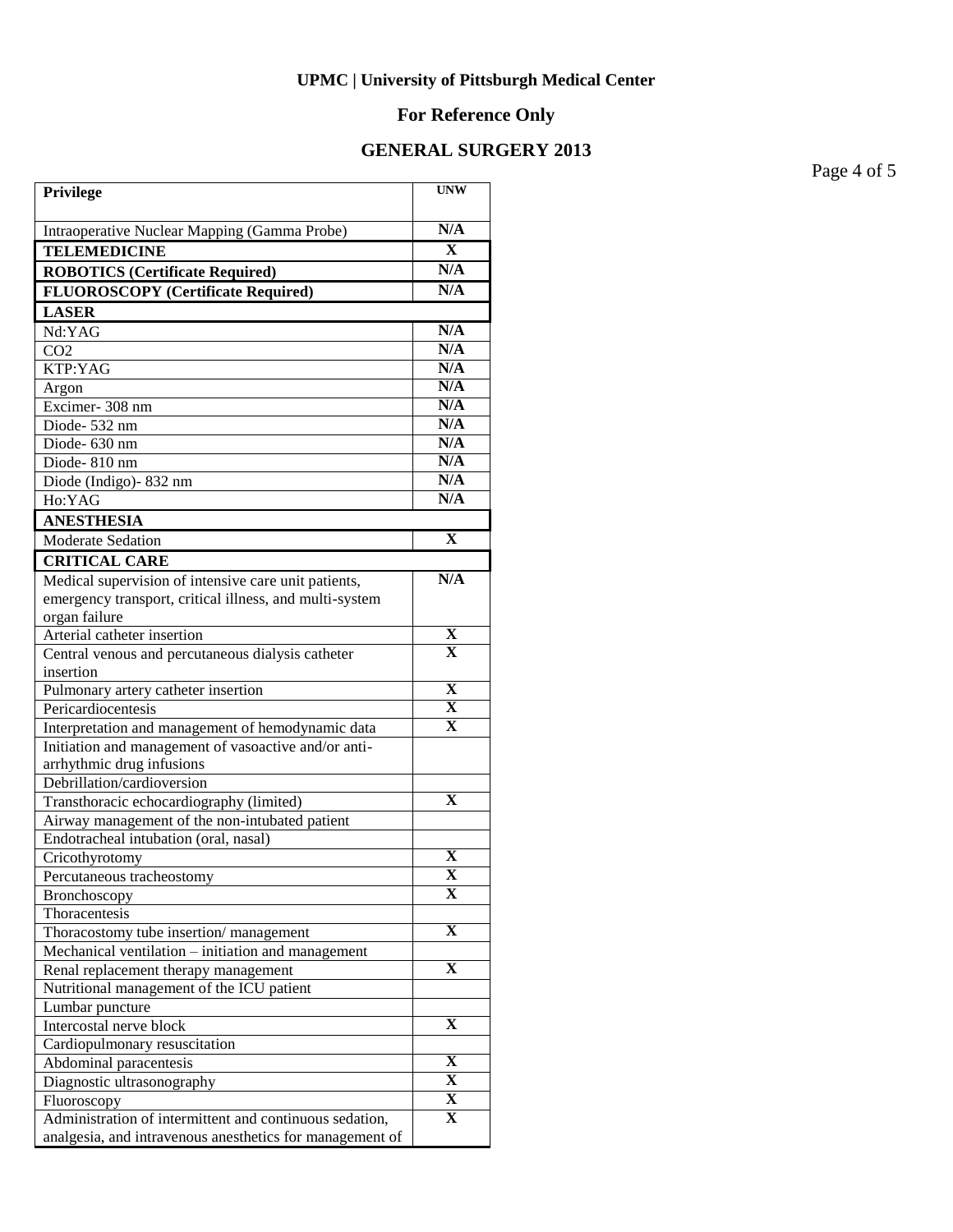**UPMC | University of Pittsburgh Medical Center**

**For Reference Only**

**GENERAL SURGERY 2013**

| **Privilege** | **UNW** |
|---|---|
| Intraoperative Nuclear Mapping (Gamma Probe) | **N/A** |
| **TELEMEDICINE** | **X** |
| **ROBOTICS (Certificate Required)** | **N/A** |
| **FLUOROSCOPY (Certificate Required)** | **N/A** |
| **LASER** | |
| Nd:YAG | **N/A** |
| CO2 | **N/A** |
| KTP:YAG | **N/A** |
| Argon | **N/A** |
| Excimer- 308 nm | **N/A** |
| Diode- 532 nm | **N/A** |
| Diode- 630 nm | **N/A** |
| Diode- 810 nm | **N/A** |
| Diode (Indigo)- 832 nm | **N/A** |
| Ho:YAG | **N/A** |
| **ANESTHESIA** | |
| Moderate Sedation | **X** |
| **CRITICAL CARE** | |
| Medical supervision of intensive care unit patients, emergency transport, critical illness, and multi-system organ failure | **N/A** |
| Arterial catheter insertion | **X** |
| Central venous and percutaneous dialysis catheter insertion | **X** |
| Pulmonary artery catheter insertion | **X** |
| Pericardiocentesis | **X** |
| Interpretation and management of hemodynamic data | **X** |
| Initiation and management of vasoactive and/or anti-arrhythmic drug infusions | |
| Debrillation/cardioversion | |
| Transthoracic echocardiography (limited) | **X** |
| Airway management of the non-intubated patient | |
| Endotracheal intubation (oral, nasal) | |
| Cricothyrotomy | **X** |
| Percutaneous tracheostomy | **X** |
| Bronchoscopy | **X** |
| Thoracentesis | |
| Thoracostomy tube insertion/ management | **X** |
| Mechanical ventilation – initiation and management | |
| Renal replacement therapy management | **X** |
| Nutritional management of the ICU patient | |
| Lumbar puncture | |
| Intercostal nerve block | **X** |
| Cardiopulmonary resuscitation | |
| Abdominal paracentesis | **X** |
| Diagnostic ultrasonography | **X** |
| Fluoroscopy | **X** |
| Administration of intermittent and continuous sedation, analgesia, and intravenous anesthetics for management of | **X** |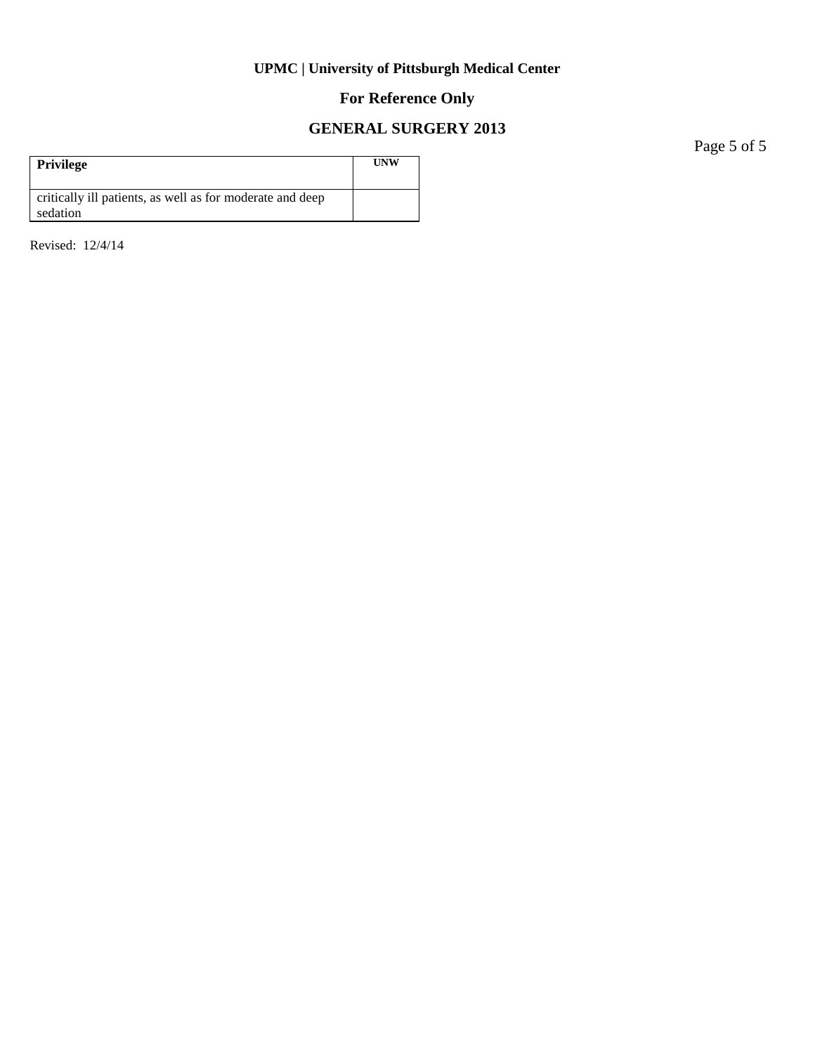**UPMC | University of Pittsburgh Medical Center**

**For Reference Only**

**GENERAL SURGERY 2013**

| **Privilege** | **UNW** |
| --- | --- |
| critically ill patients, as well as for moderate and deep sedation | |

Revised: 12/4/14